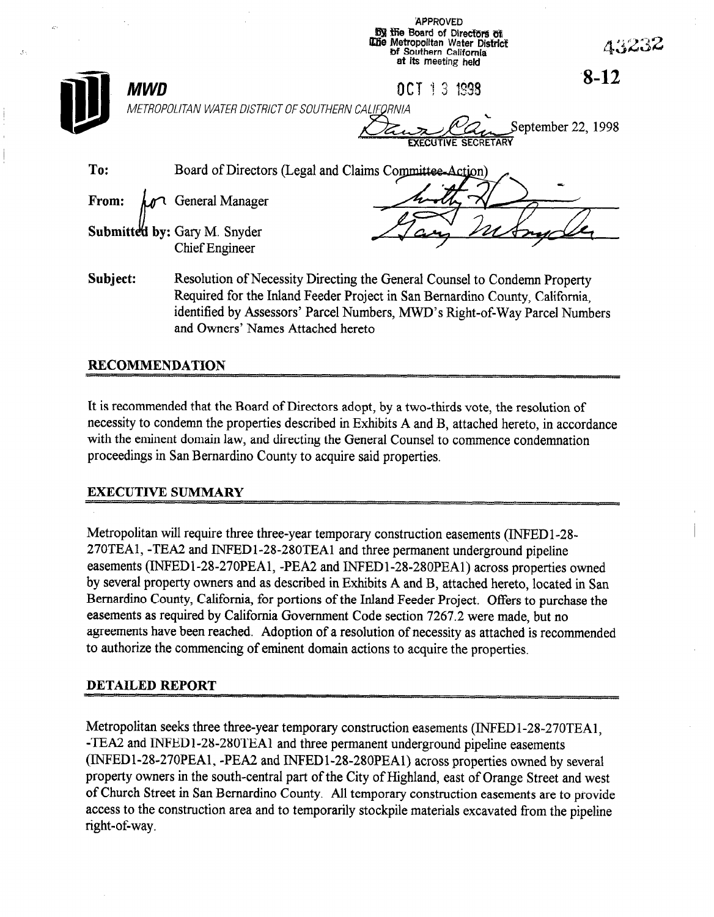APPROVED
By the Board of Directors of
The Metropolitan Water District
of Southern California
at its meeting held

OCT 13 1998

43232

**8-12**

**MWD**

METROPOLITAN WATER DISTRICT OF SOUTHERN CALIFORNIA

EXECUTIVE SECRETARY

September 22, 1998

**To:** Board of Directors (Legal and Claims Committee-Action)

**From:** General Manager

**Submitted by:** Gary M. Snyder
Chief Engineer

**Subject:** Resolution of Necessity Directing the General Counsel to Condemn Property Required for the Inland Feeder Project in San Bernardino County, California, identified by Assessors' Parcel Numbers, MWD's Right-of-Way Parcel Numbers and Owners' Names Attached hereto

## RECOMMENDATION

It is recommended that the Board of Directors adopt, by a two-thirds vote, the resolution of necessity to condemn the properties described in Exhibits A and B, attached hereto, in accordance with the eminent domain law, and directing the General Counsel to commence condemnation proceedings in San Bernardino County to acquire said properties.

## EXECUTIVE SUMMARY

Metropolitan will require three three-year temporary construction easements (INFED1-28-270TEA1, -TEA2 and INFED1-28-280TEA1 and three permanent underground pipeline easements (INFED1-28-270PEA1, -PEA2 and INFED1-28-280PEA1) across properties owned by several property owners and as described in Exhibits A and B, attached hereto, located in San Bernardino County, California, for portions of the Inland Feeder Project. Offers to purchase the easements as required by California Government Code section 7267.2 were made, but no agreements have been reached. Adoption of a resolution of necessity as attached is recommended to authorize the commencing of eminent domain actions to acquire the properties.

## DETAILED REPORT

Metropolitan seeks three three-year temporary construction easements (INFED1-28-270TEA1, -TEA2 and INFED1-28-280TEA1 and three permanent underground pipeline easements (INFED1-28-270PEA1, -PEA2 and INFED1-28-280PEA1) across properties owned by several property owners in the south-central part of the City of Highland, east of Orange Street and west of Church Street in San Bernardino County. All temporary construction easements are to provide access to the construction area and to temporarily stockpile materials excavated from the pipeline right-of-way.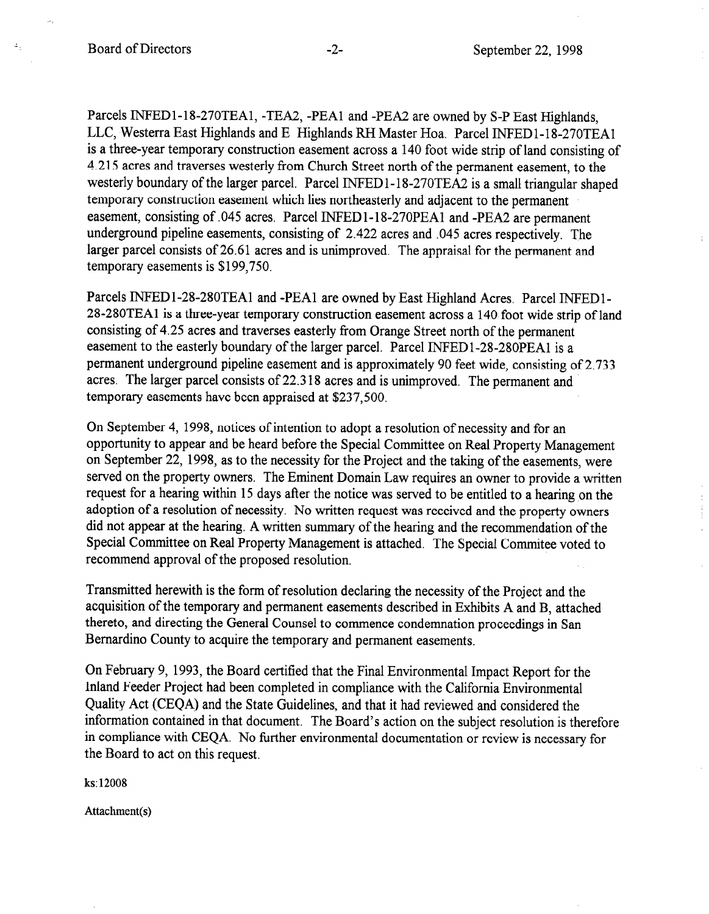Parcels INFED1-18-270TEA1, -TEA2, -PEA1 and -PEA2 are owned by S-P East Highlands, LLC, Westerra East Highlands and E Highlands RH Master Hoa. Parcel INFED1-18-270TEA1 is a three-year temporary construction easement across a 140 foot wide strip of land consisting of 4.215 acres and traverses westerly from Church Street north of the permanent easement, to the westerly boundary of the larger parcel. Parcel INFED1-18-270TEA2 is a small triangular shaped temporary construction easement which lies northeasterly and adjacent to the permanent easement, consisting of .045 acres. Parcel INFED1-18-270PEA1 and -PEA2 are permanent underground pipeline easements, consisting of 2.422 acres and .045 acres respectively. The larger parcel consists of 26.61 acres and is unimproved. The appraisal for the permanent and temporary easements is $199,750.

Parcels INFED1-28-280TEA1 and -PEA1 are owned by East Highland Acres. Parcel INFED1-28-280TEA1 is a three-year temporary construction easement across a 140 foot wide strip of land consisting of 4.25 acres and traverses easterly from Orange Street north of the permanent easement to the easterly boundary of the larger parcel. Parcel INFED1-28-280PEA1 is a permanent underground pipeline easement and is approximately 90 feet wide, consisting of 2.733 acres. The larger parcel consists of 22.318 acres and is unimproved. The permanent and temporary easements have been appraised at $237,500.

On September 4, 1998, notices of intention to adopt a resolution of necessity and for an opportunity to appear and be heard before the Special Committee on Real Property Management on September 22, 1998, as to the necessity for the Project and the taking of the easements, were served on the property owners. The Eminent Domain Law requires an owner to provide a written request for a hearing within 15 days after the notice was served to be entitled to a hearing on the adoption of a resolution of necessity. No written request was received and the property owners did not appear at the hearing. A written summary of the hearing and the recommendation of the Special Committee on Real Property Management is attached. The Special Commitee voted to recommend approval of the proposed resolution.

Transmitted herewith is the form of resolution declaring the necessity of the Project and the acquisition of the temporary and permanent easements described in Exhibits A and B, attached thereto, and directing the General Counsel to commence condemnation proceedings in San Bernardino County to acquire the temporary and permanent easements.

On February 9, 1993, the Board certified that the Final Environmental Impact Report for the Inland Feeder Project had been completed in compliance with the California Environmental Quality Act (CEQA) and the State Guidelines, and that it had reviewed and considered the information contained in that document. The Board's action on the subject resolution is therefore in compliance with CEQA. No further environmental documentation or review is necessary for the Board to act on this request.

ks:12008

Attachment(s)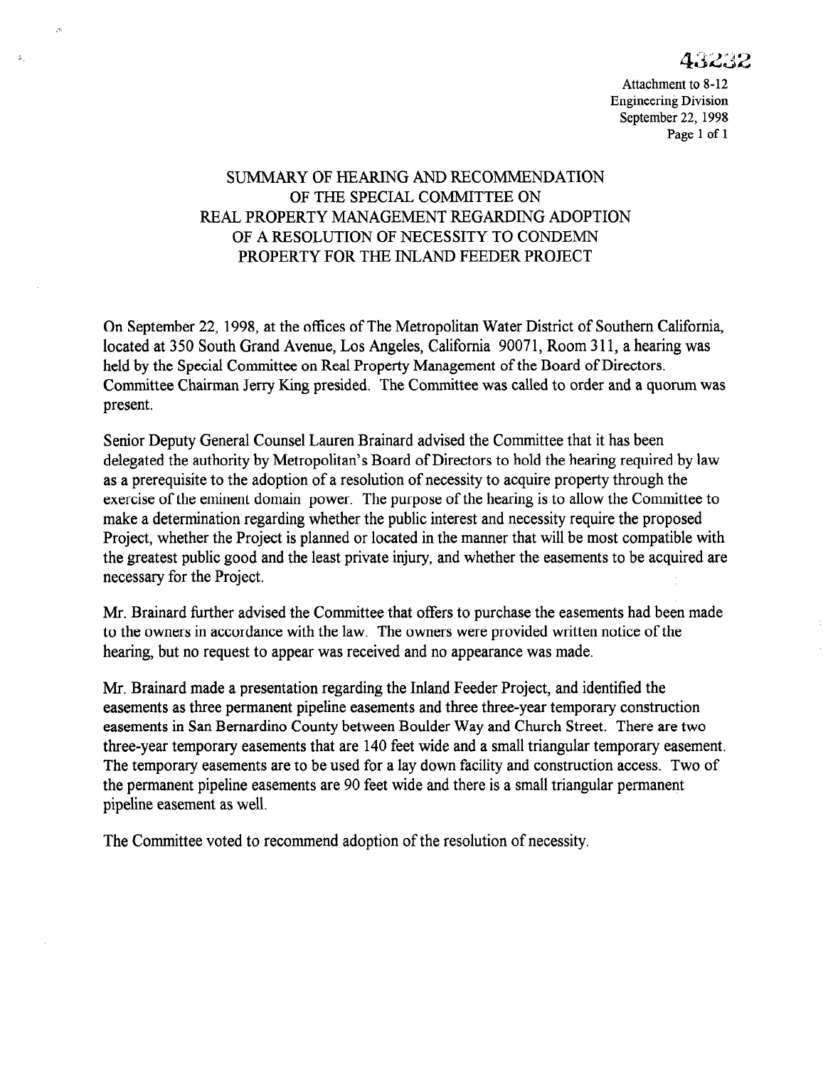43232

Attachment to 8-12
Engineering Division
September 22, 1998

# SUMMARY OF HEARING AND RECOMMENDATION OF THE SPECIAL COMMITTEE ON REAL PROPERTY MANAGEMENT REGARDING ADOPTION OF A RESOLUTION OF NECESSITY TO CONDEMN PROPERTY FOR THE INLAND FEEDER PROJECT

On September 22, 1998, at the offices of The Metropolitan Water District of Southern California, located at 350 South Grand Avenue, Los Angeles, California 90071, Room 311, a hearing was held by the Special Committee on Real Property Management of the Board of Directors. Committee Chairman Jerry King presided. The Committee was called to order and a quorum was present.

Senior Deputy General Counsel Lauren Brainard advised the Committee that it has been delegated the authority by Metropolitan's Board of Directors to hold the hearing required by law as a prerequisite to the adoption of a resolution of necessity to acquire property through the exercise of the eminent domain power. The purpose of the hearing is to allow the Committee to make a determination regarding whether the public interest and necessity require the proposed Project, whether the Project is planned or located in the manner that will be most compatible with the greatest public good and the least private injury, and whether the easements to be acquired are necessary for the Project.

Mr. Brainard further advised the Committee that offers to purchase the easements had been made to the owners in accordance with the law. The owners were provided written notice of the hearing, but no request to appear was received and no appearance was made.

Mr. Brainard made a presentation regarding the Inland Feeder Project, and identified the easements as three permanent pipeline easements and three three-year temporary construction easements in San Bernardino County between Boulder Way and Church Street. There are two three-year temporary easements that are 140 feet wide and a small triangular temporary easement. The temporary easements are to be used for a lay down facility and construction access. Two of the permanent pipeline easements are 90 feet wide and there is a small triangular permanent pipeline easement as well.

The Committee voted to recommend adoption of the resolution of necessity.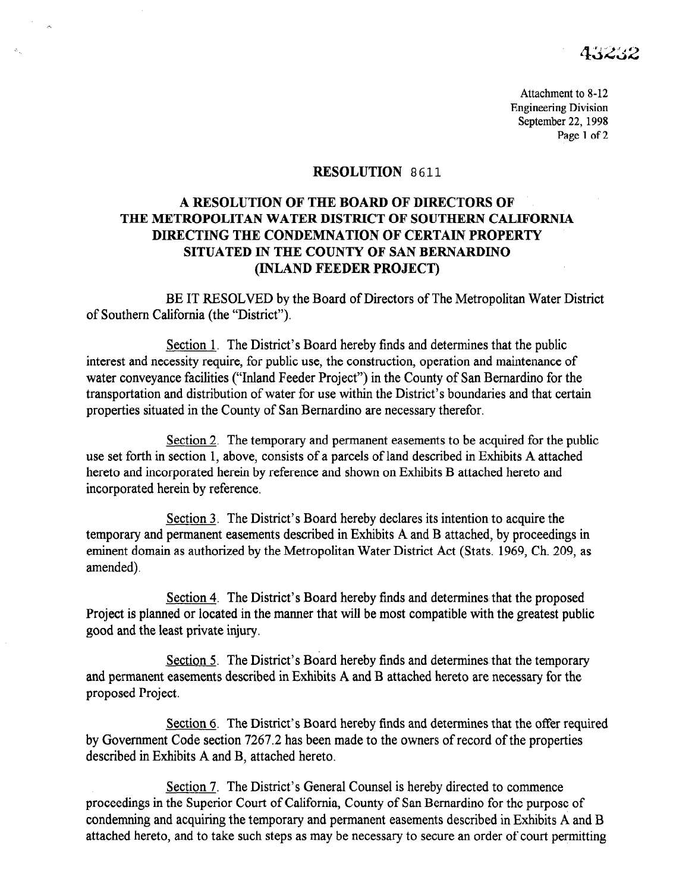43232

Attachment to 8-12
Engineering Division
September 22, 1998

# RESOLUTION 8611

## A RESOLUTION OF THE BOARD OF DIRECTORS OF THE METROPOLITAN WATER DISTRICT OF SOUTHERN CALIFORNIA DIRECTING THE CONDEMNATION OF CERTAIN PROPERTY SITUATED IN THE COUNTY OF SAN BERNARDINO (INLAND FEEDER PROJECT)

BE IT RESOLVED by the Board of Directors of The Metropolitan Water District of Southern California (the "District").

Section 1. The District's Board hereby finds and determines that the public interest and necessity require, for public use, the construction, operation and maintenance of water conveyance facilities ("Inland Feeder Project") in the County of San Bernardino for the transportation and distribution of water for use within the District's boundaries and that certain properties situated in the County of San Bernardino are necessary therefor.

Section 2. The temporary and permanent easements to be acquired for the public use set forth in section 1, above, consists of a parcels of land described in Exhibits A attached hereto and incorporated herein by reference and shown on Exhibits B attached hereto and incorporated herein by reference.

Section 3. The District's Board hereby declares its intention to acquire the temporary and permanent easements described in Exhibits A and B attached, by proceedings in eminent domain as authorized by the Metropolitan Water District Act (Stats. 1969, Ch. 209, as amended).

Section 4. The District's Board hereby finds and determines that the proposed Project is planned or located in the manner that will be most compatible with the greatest public good and the least private injury.

Section 5. The District's Board hereby finds and determines that the temporary and permanent easements described in Exhibits A and B attached hereto are necessary for the proposed Project.

Section 6. The District's Board hereby finds and determines that the offer required by Government Code section 7267.2 has been made to the owners of record of the properties described in Exhibits A and B, attached hereto.

Section 7. The District's General Counsel is hereby directed to commence proceedings in the Superior Court of California, County of San Bernardino for the purpose of condemning and acquiring the temporary and permanent easements described in Exhibits A and B attached hereto, and to take such steps as may be necessary to secure an order of court permitting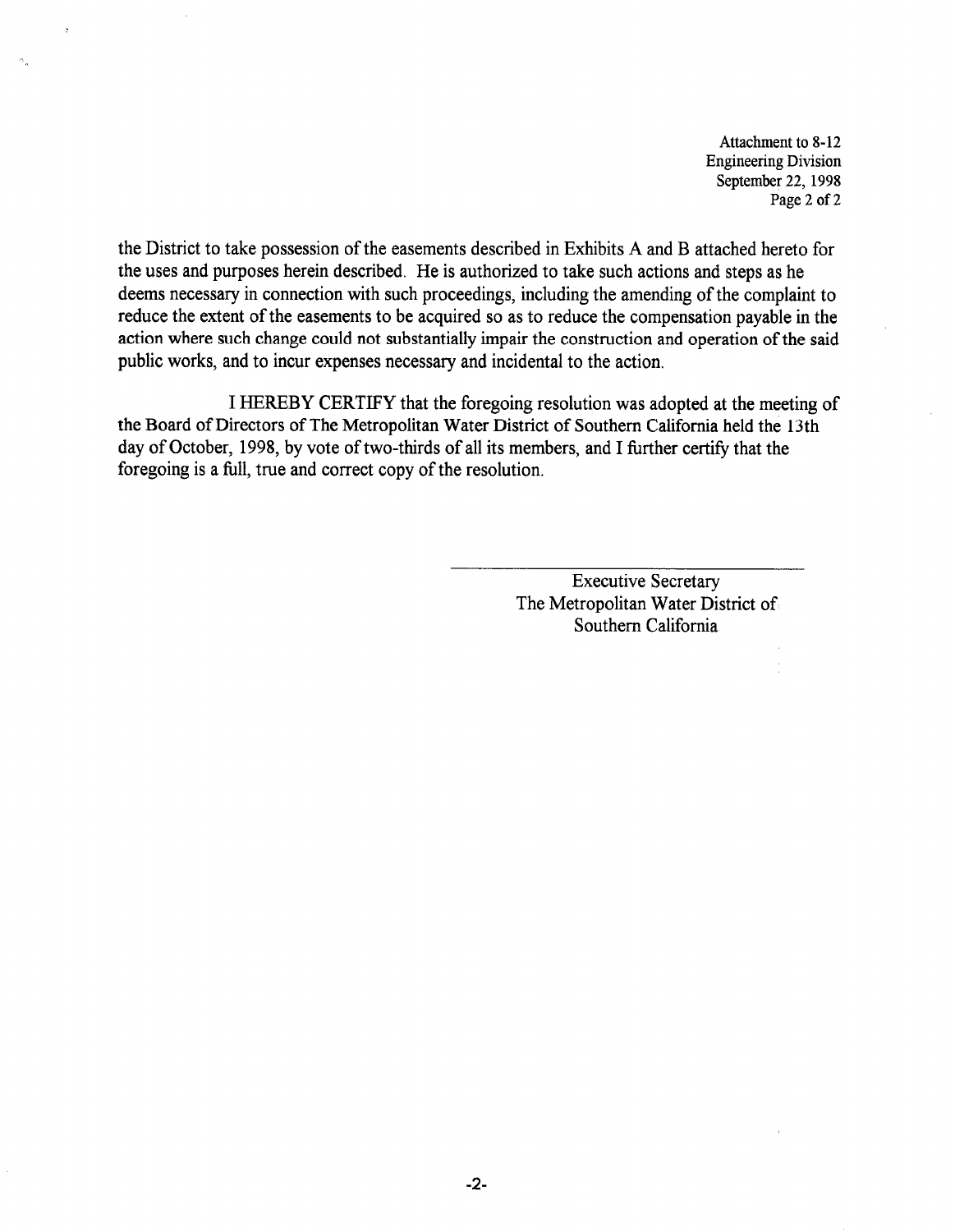Attachment to 8-12
Engineering Division
September 22, 1998

the District to take possession of the easements described in Exhibits A and B attached hereto for the uses and purposes herein described. He is authorized to take such actions and steps as he deems necessary in connection with such proceedings, including the amending of the complaint to reduce the extent of the easements to be acquired so as to reduce the compensation payable in the action where such change could not substantially impair the construction and operation of the said public works, and to incur expenses necessary and incidental to the action.

I HEREBY CERTIFY that the foregoing resolution was adopted at the meeting of the Board of Directors of The Metropolitan Water District of Southern California held the 13th day of October, 1998, by vote of two-thirds of all its members, and I further certify that the foregoing is a full, true and correct copy of the resolution.

\_\_\_\_\_\_\_\_\_\_\_\_\_\_\_\_\_\_\_\_\_\_\_\_\_\_\_\_\_\_

Executive Secretary
The Metropolitan Water District of
Southern California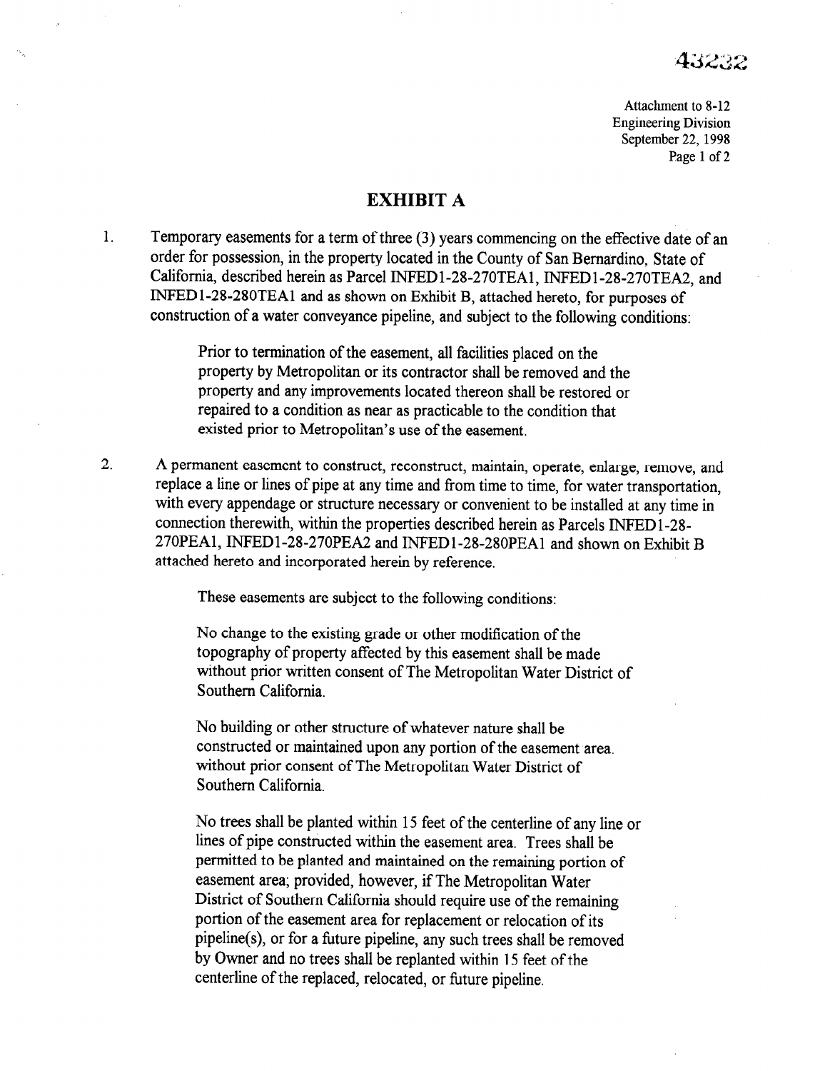43232

Attachment to 8-12
Engineering Division
September 22, 1998

# EXHIBIT A

1. Temporary easements for a term of three (3) years commencing on the effective date of an order for possession, in the property located in the County of San Bernardino, State of California, described herein as Parcel INFED1-28-270TEA1, INFED1-28-270TEA2, and INFED1-28-280TEA1 and as shown on Exhibit B, attached hereto, for purposes of construction of a water conveyance pipeline, and subject to the following conditions:

   Prior to termination of the easement, all facilities placed on the property by Metropolitan or its contractor shall be removed and the property and any improvements located thereon shall be restored or repaired to a condition as near as practicable to the condition that existed prior to Metropolitan's use of the easement.

2. A permanent easement to construct, reconstruct, maintain, operate, enlarge, remove, and replace a line or lines of pipe at any time and from time to time, for water transportation, with every appendage or structure necessary or convenient to be installed at any time in connection therewith, within the properties described herein as Parcels INFED1-28-270PEA1, INFED1-28-270PEA2 and INFED1-28-280PEA1 and shown on Exhibit B attached hereto and incorporated herein by reference.

   These easements are subject to the following conditions:

   No change to the existing grade or other modification of the topography of property affected by this easement shall be made without prior written consent of The Metropolitan Water District of Southern California.

   No building or other structure of whatever nature shall be constructed or maintained upon any portion of the easement area. without prior consent of The Metropolitan Water District of Southern California.

   No trees shall be planted within 15 feet of the centerline of any line or lines of pipe constructed within the easement area. Trees shall be permitted to be planted and maintained on the remaining portion of easement area; provided, however, if The Metropolitan Water District of Southern California should require use of the remaining portion of the easement area for replacement or relocation of its pipeline(s), or for a future pipeline, any such trees shall be removed by Owner and no trees shall be replanted within 15 feet of the centerline of the replaced, relocated, or future pipeline.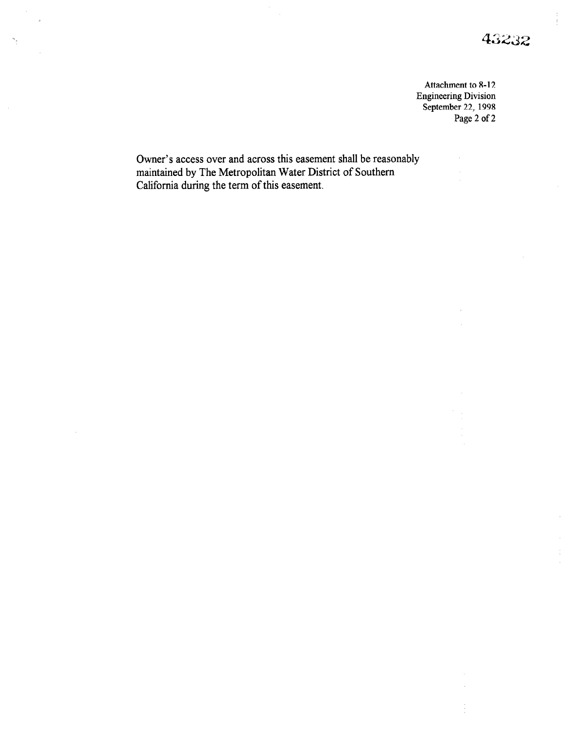Attachment to 8-12
Engineering Division
September 22, 1998

Owner's access over and across this easement shall be reasonably maintained by The Metropolitan Water District of Southern California during the term of this easement.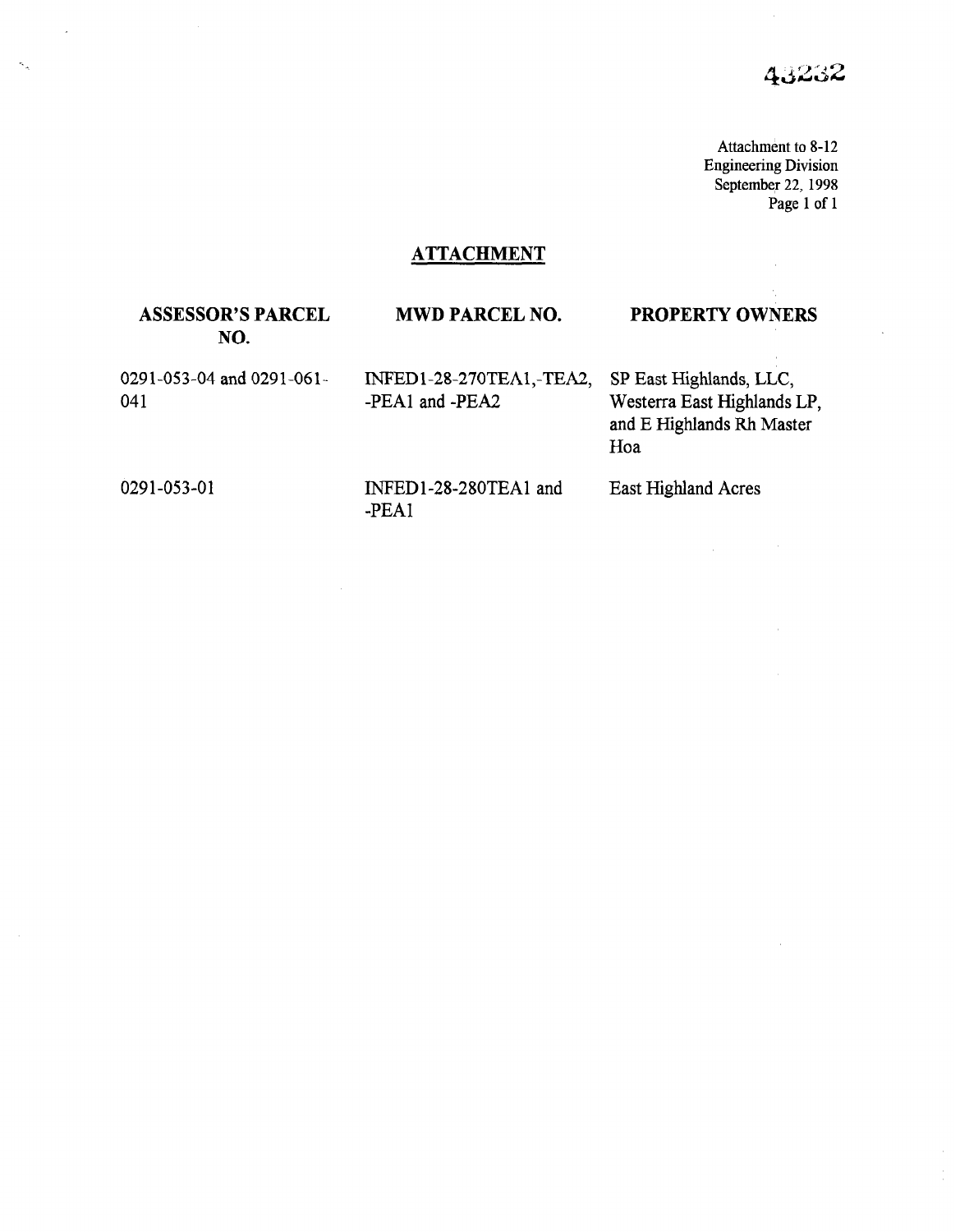43232

Attachment to 8-12
Engineering Division
September 22, 1998

## ATTACHMENT

| ASSESSOR'S PARCEL NO. | MWD PARCEL NO. | PROPERTY OWNERS |
|---|---|---|
| 0291-053-04 and 0291-061-041 | INFED1-28-270TEA1,-TEA2, -PEA1 and -PEA2 | SP East Highlands, LLC, Westerra East Highlands LP, and E Highlands Rh Master Hoa |
| 0291-053-01 | INFED1-28-280TEA1 and -PEA1 | East Highland Acres |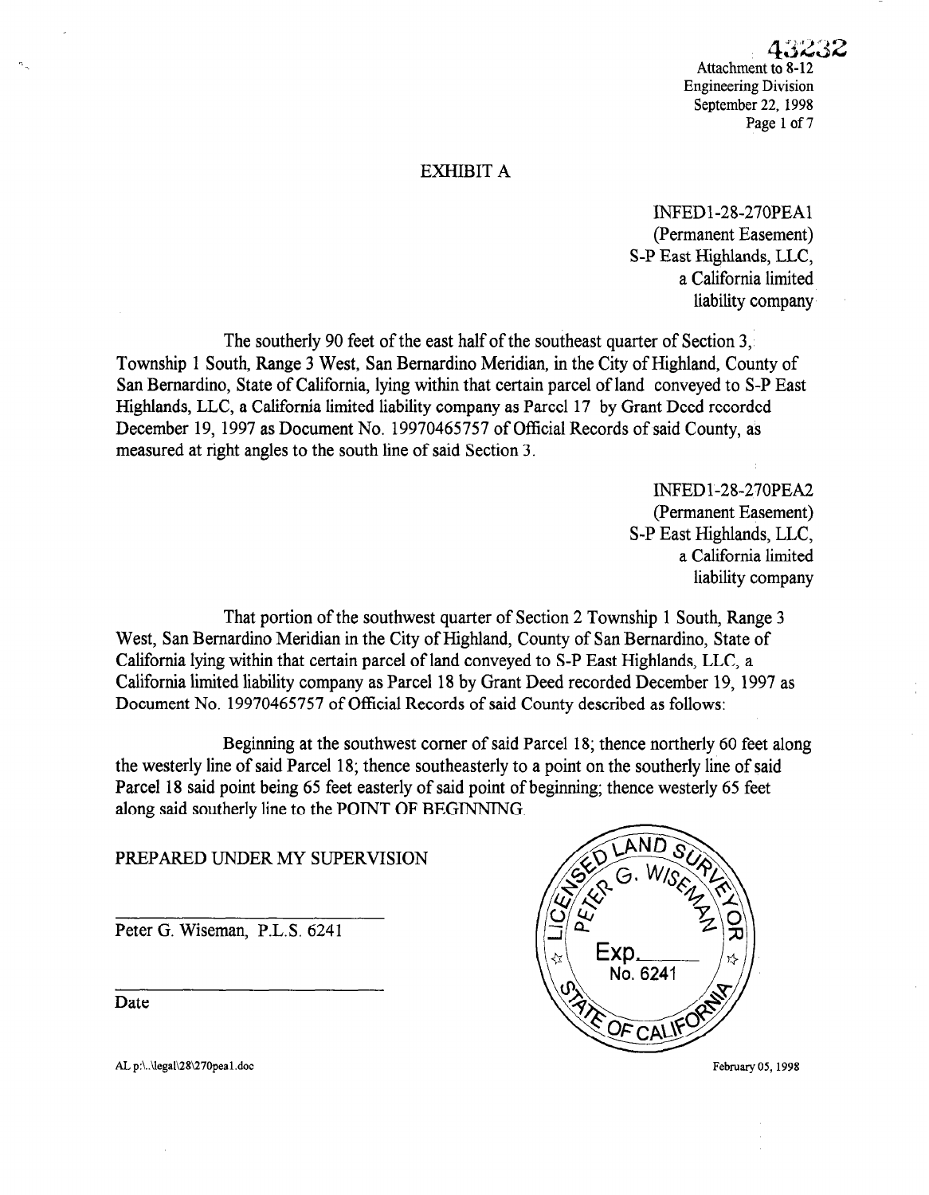43232
Attachment to 8-12
Engineering Division
September 22, 1998
Page 1 of 7

# EXHIBIT A

INFED1-28-270PEA1
(Permanent Easement)
S-P East Highlands, LLC,
a California limited
liability company

The southerly 90 feet of the east half of the southeast quarter of Section 3, Township 1 South, Range 3 West, San Bernardino Meridian, in the City of Highland, County of San Bernardino, State of California, lying within that certain parcel of land conveyed to S-P East Highlands, LLC, a California limited liability company as Parcel 17 by Grant Deed recorded December 19, 1997 as Document No. 19970465757 of Official Records of said County, as measured at right angles to the south line of said Section 3.

INFED1-28-270PEA2
(Permanent Easement)
S-P East Highlands, LLC,
a California limited
liability company

That portion of the southwest quarter of Section 2 Township 1 South, Range 3 West, San Bernardino Meridian in the City of Highland, County of San Bernardino, State of California lying within that certain parcel of land conveyed to S-P East Highlands, LLC, a California limited liability company as Parcel 18 by Grant Deed recorded December 19, 1997 as Document No. 19970465757 of Official Records of said County described as follows:

Beginning at the southwest corner of said Parcel 18; thence northerly 60 feet along the westerly line of said Parcel 18; thence southeasterly to a point on the southerly line of said Parcel 18 said point being 65 feet easterly of said point of beginning; thence westerly 65 feet along said southerly line to the POINT OF BEGINNING.

PREPARED UNDER MY SUPERVISION

Peter G. Wiseman, P.L.S. 6241

Date

LICENSED LAND SURVEYOR
PETER G. WISEMAN
Exp.\_\_\_\_
No. 6241
STATE OF CALIFORNIA

AL p:\..\legal\28\270pea1.doc

February 05, 1998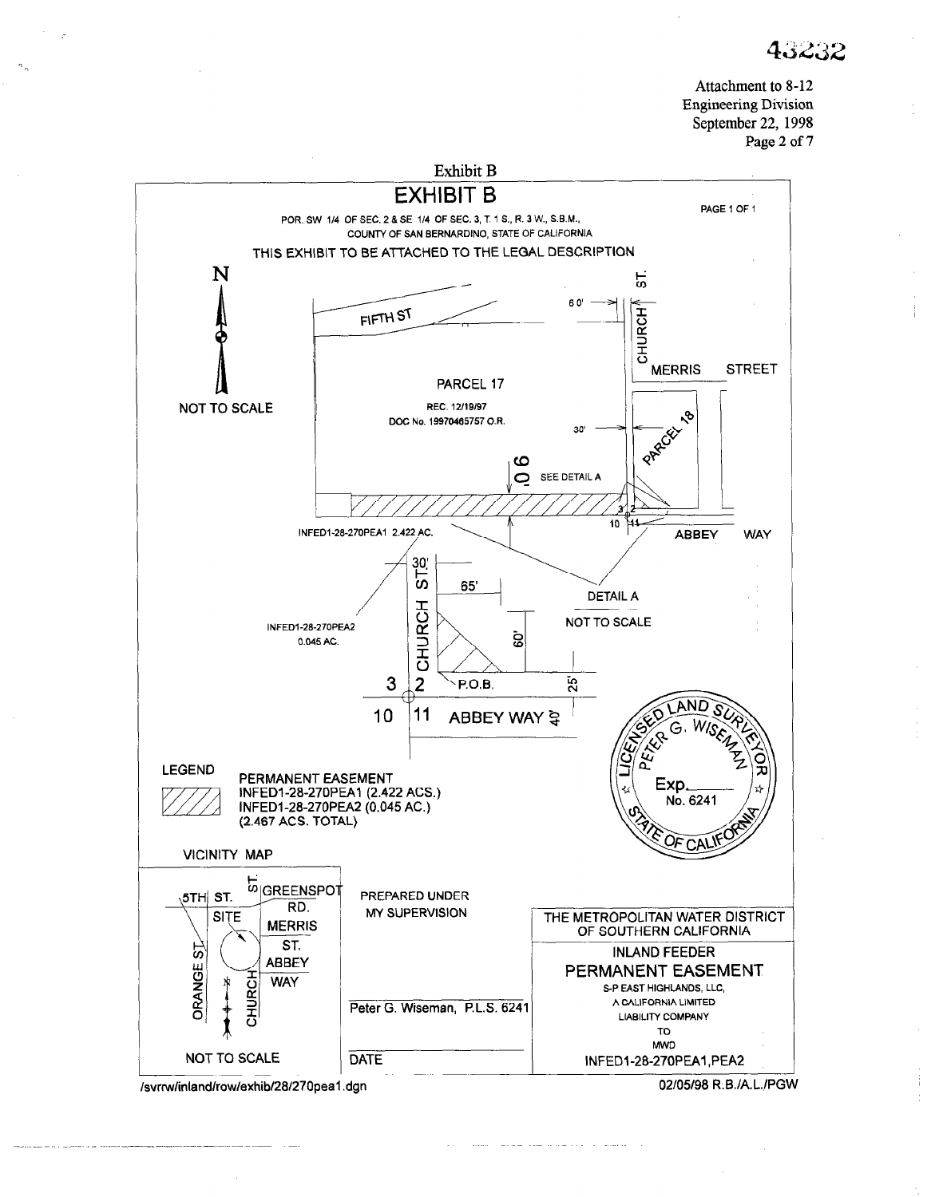43232

Attachment to 8-12
Engineering Division
September 22, 1998
Page 2 of 7

Exhibit B

# EXHIBIT B

PAGE 1 OF 1

POR. SW 1/4 OF SEC. 2 & SE 1/4 OF SEC. 3, T. 1 S., R. 3 W., S.B.M., COUNTY OF SAN BERNARDINO, STATE OF CALIFORNIA

THIS EXHIBIT TO BE ATTACHED TO THE LEGAL DESCRIPTION

N

NOT TO SCALE

FIFTH ST

CHURCH ST.

60'

MERRIS STREET

PARCEL 17

REC. 12/19/97

DOC No. 19970465757 O.R.

30'

PARCEL 18

90'

SEE DETAIL A

3 2

10 11

ABBEY WAY

INFED1-28-270PEA1 2.422 AC.

DETAIL A

NOT TO SCALE

30'

CHURCH ST.

65'

INFED1-28-270PEA2 0.045 AC.

60'

P.O.B.

25'

3 2

10 11

ABBEY WAY

40'

LICENSED LAND SURVEYOR
PETER G. WISEMAN
Exp.\_\_\_\_\_
No. 6241
STATE OF CALIFORNIA

**LEGEND**

PERMANENT EASEMENT
INFED1-28-270PEA1 (2.422 ACS.)
INFED1-28-270PEA2 (0.045 AC.)
(2.467 ACS. TOTAL)

**VICINITY MAP**

5TH ST.

ST.

GREENSPOT RD.

SITE

MERRIS ST.

ABBEY WAY

ORANGE ST.

CHURCH

NOT TO SCALE

PREPARED UNDER MY SUPERVISION

Peter G. Wiseman, P.L.S. 6241

DATE

THE METROPOLITAN WATER DISTRICT OF SOUTHERN CALIFORNIA

INLAND FEEDER

PERMANENT EASEMENT

S-P EAST HIGHLANDS, LLC,
A CALIFORNIA LIMITED
LIABILITY COMPANY
TO
MWD

INFED1-28-270PEA1,PEA2

/svrrw/inland/row/exhib/28/270pea1.dgn

02/05/98 R.B./A.L./PGW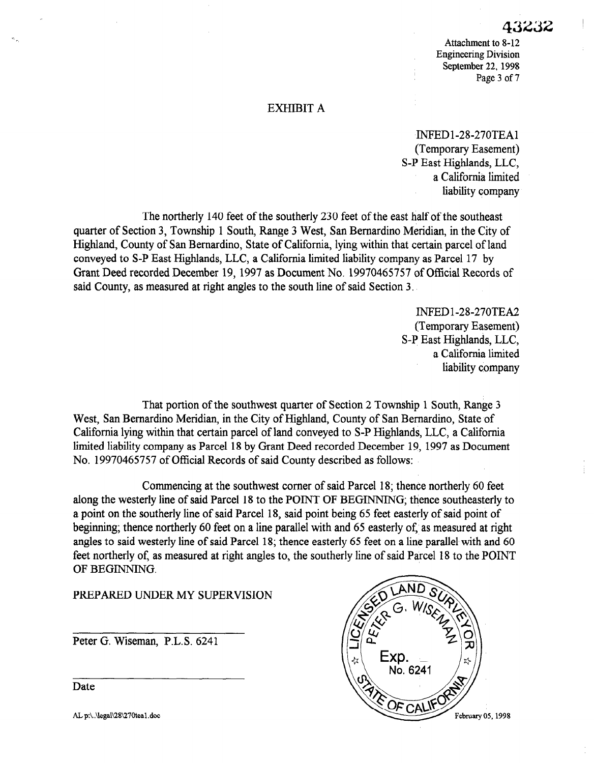43232

Attachment to 8-12
Engineering Division
September 22, 1998

# EXHIBIT A

INFED1-28-270TEA1
(Temporary Easement)
S-P East Highlands, LLC,
a California limited
liability company

The northerly 140 feet of the southerly 230 feet of the east half of the southeast quarter of Section 3, Township 1 South, Range 3 West, San Bernardino Meridian, in the City of Highland, County of San Bernardino, State of California, lying within that certain parcel of land conveyed to S-P East Highlands, LLC, a California limited liability company as Parcel 17 by Grant Deed recorded December 19, 1997 as Document No. 19970465757 of Official Records of said County, as measured at right angles to the south line of said Section 3.

INFED1-28-270TEA2
(Temporary Easement)
S-P East Highlands, LLC,
a California limited
liability company

That portion of the southwest quarter of Section 2 Township 1 South, Range 3 West, San Bernardino Meridian, in the City of Highland, County of San Bernardino, State of California lying within that certain parcel of land conveyed to S-P Highlands, LLC, a California limited liability company as Parcel 18 by Grant Deed recorded December 19, 1997 as Document No. 19970465757 of Official Records of said County described as follows:

Commencing at the southwest corner of said Parcel 18; thence northerly 60 feet along the westerly line of said Parcel 18 to the POINT OF BEGINNING; thence southeasterly to a point on the southerly line of said Parcel 18, said point being 65 feet easterly of said point of beginning; thence northerly 60 feet on a line parallel with and 65 easterly of, as measured at right angles to said westerly line of said Parcel 18; thence easterly 65 feet on a line parallel with and 60 feet northerly of, as measured at right angles to, the southerly line of said Parcel 18 to the POINT OF BEGINNING.

PREPARED UNDER MY SUPERVISION

\_\_\_\_\_\_\_\_\_\_\_\_\_\_\_\_\_\_\_\_\_\_\_\_\_\_\_\_

Peter G. Wiseman, P.L.S. 6241

\_\_\_\_\_\_\_\_\_\_\_\_\_\_\_\_\_\_\_\_\_\_\_\_\_\_\_\_

Date

LICENSED LAND SURVEYOR
PETER G. WISEMAN
Exp.
No. 6241
STATE OF CALIFORNIA

February 05, 1998

AL p:\.\legal\28\270tea1.doc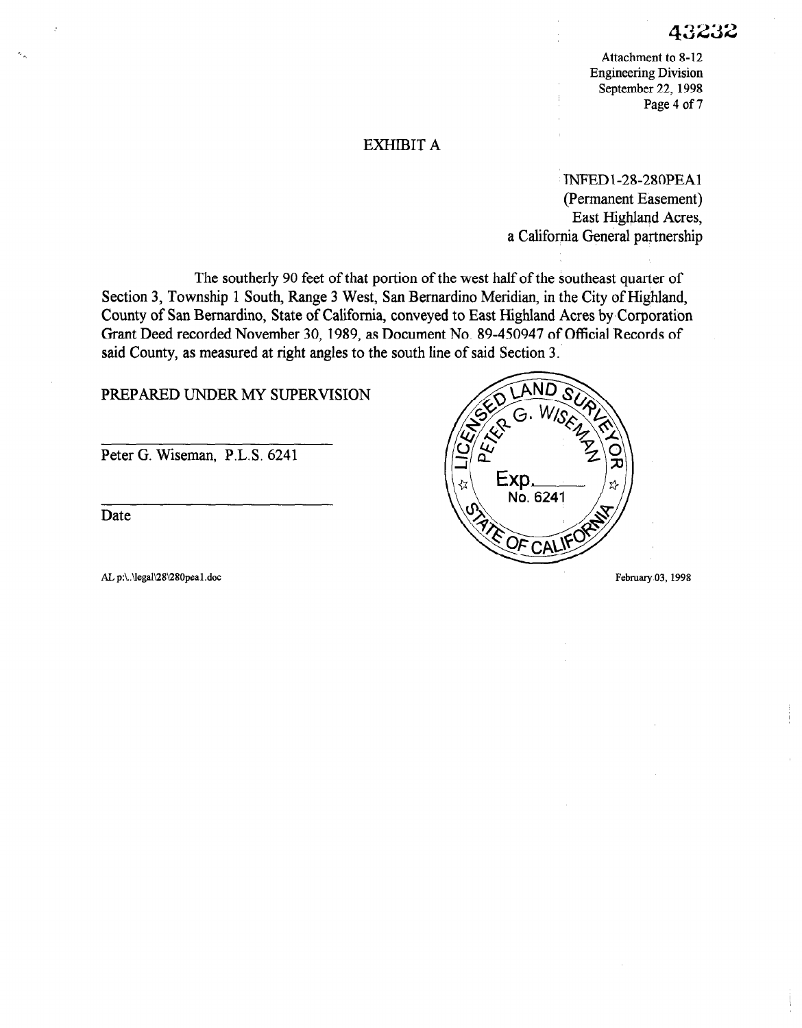43232

Attachment to 8-12
Engineering Division
September 22, 1998
Page 4 of 7

# EXHIBIT A

INFED1-28-280PEA1
(Permanent Easement)
East Highland Acres,
a California General partnership

The southerly 90 feet of that portion of the west half of the southeast quarter of Section 3, Township 1 South, Range 3 West, San Bernardino Meridian, in the City of Highland, County of San Bernardino, State of California, conveyed to East Highland Acres by Corporation Grant Deed recorded November 30, 1989, as Document No. 89-450947 of Official Records of said County, as measured at right angles to the south line of said Section 3.

PREPARED UNDER MY SUPERVISION

Peter G. Wiseman, P.L.S. 6241

Date

LICENSED LAND SURVEYOR
PETER G. WISEMAN
Exp.\_\_\_\_\_\_
No. 6241
STATE OF CALIFORNIA

AL p:\..\legal\28\280pea1.doc

February 03, 1998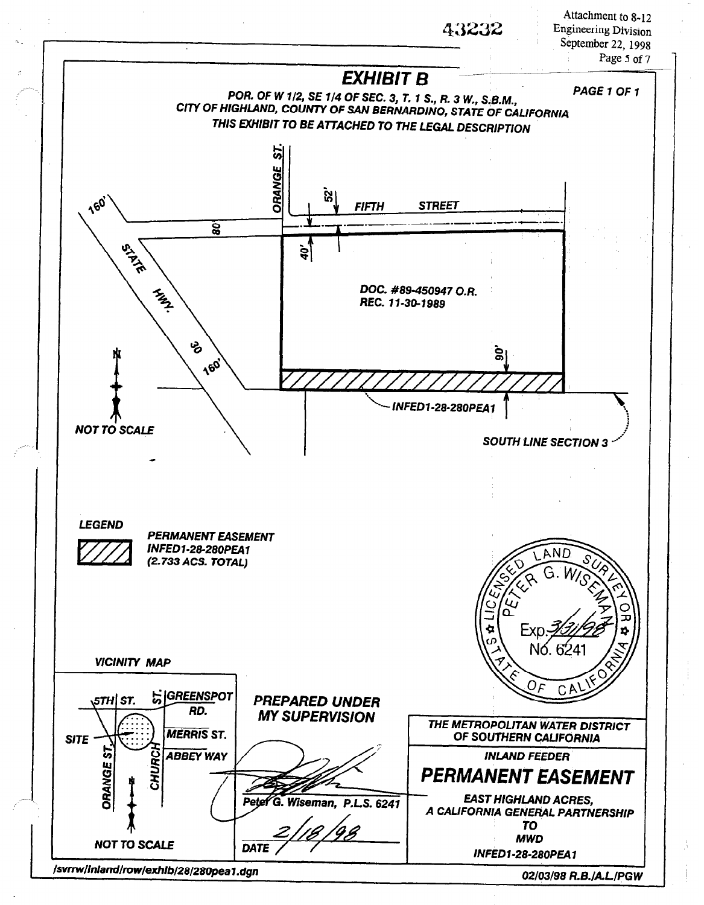43232

Attachment to 8-12
Engineering Division
September 22, 1998
Page 5 of 7

# EXHIBIT B

**PAGE 1 OF 1**

**POR. OF W 1/2, SE 1/4 OF SEC. 3, T. 1 S., R. 3 W., S.B.M.,**
**CITY OF HIGHLAND, COUNTY OF SAN BERNARDINO, STATE OF CALIFORNIA**
**THIS EXHIBIT TO BE ATTACHED TO THE LEGAL DESCRIPTION**

ORANGE ST.

52'

FIFTH STREET

160'

80'

40'

STATE HWY. 30

160'

DOC. #89-450947 O.R.
REC. 11-30-1989

90'

INFED1-28-280PEA1

SOUTH LINE SECTION 3

N

NOT TO SCALE

**LEGEND**

PERMANENT EASEMENT
INFED1-28-280PEA1
(2.733 ACS. TOTAL)

LICENSED LAND SURVEYOR
PETER G. WISEMAN
Exp. 3/31/98
No. 6241
STATE OF CALIFORNIA

**VICINITY MAP**

5TH ST. | ST. | GREENSPOT RD.
SITE
MERRIS ST.
ABBEY WAY
ORANGE ST.
CHURCH ST.
N

NOT TO SCALE

**PREPARED UNDER MY SUPERVISION**

Peter G. Wiseman, P.L.S. 6241

DATE 2/18/98

**THE METROPOLITAN WATER DISTRICT OF SOUTHERN CALIFORNIA**

**INLAND FEEDER**

## PERMANENT EASEMENT

**EAST HIGHLAND ACRES,**
**A CALIFORNIA GENERAL PARTNERSHIP**
**TO**
**MWD**
**INFED1-28-280PEA1**

/svrrw/inland/row/exhib/28/280pea1.dgn

02/03/98 R.B./A.L./PGW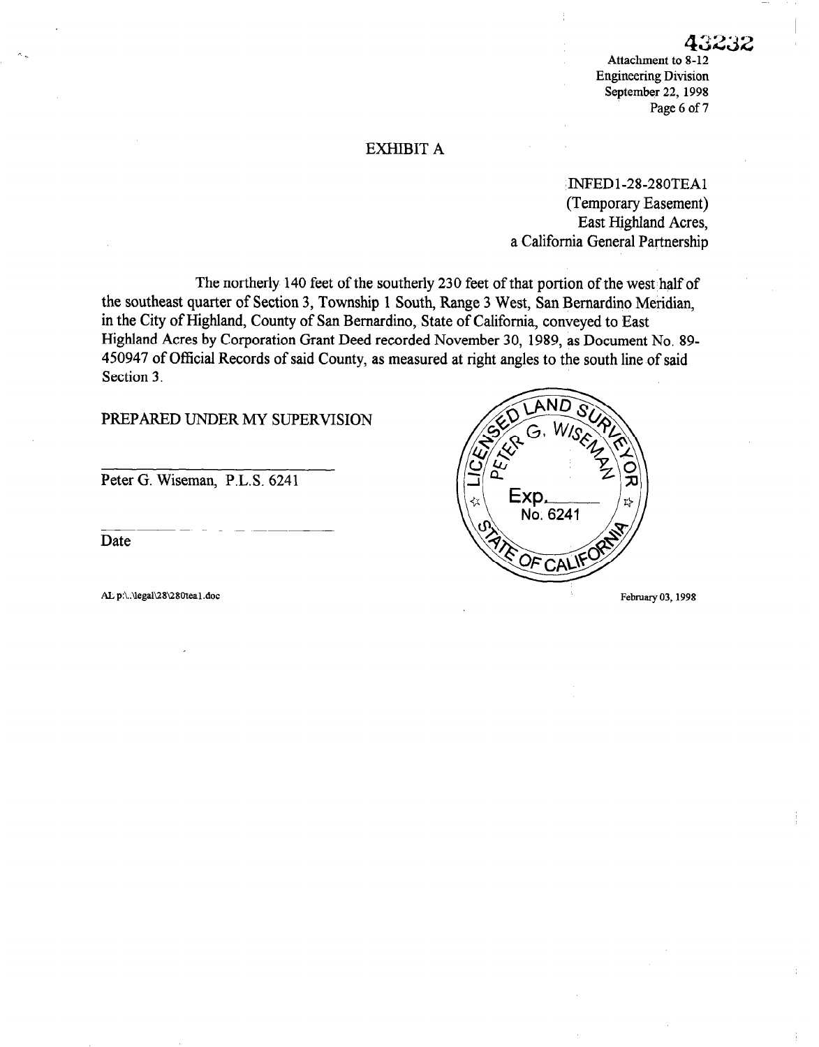43232

Attachment to 8-12
Engineering Division
September 22, 1998

# EXHIBIT A

INFED1-28-280TEA1
(Temporary Easement)
East Highland Acres,
a California General Partnership

The northerly 140 feet of the southerly 230 feet of that portion of the west half of the southeast quarter of Section 3, Township 1 South, Range 3 West, San Bernardino Meridian, in the City of Highland, County of San Bernardino, State of California, conveyed to East Highland Acres by Corporation Grant Deed recorded November 30, 1989, as Document No. 89-450947 of Official Records of said County, as measured at right angles to the south line of said Section 3.

PREPARED UNDER MY SUPERVISION

______________________________

Peter G. Wiseman, P.L.S. 6241

______________________________

Date

LICENSED LAND SURVEYOR
PETER G. WISEMAN
Exp. ______
No. 6241
STATE OF CALIFORNIA

AL p:\..\legal\28\280tea1.doc

February 03, 1998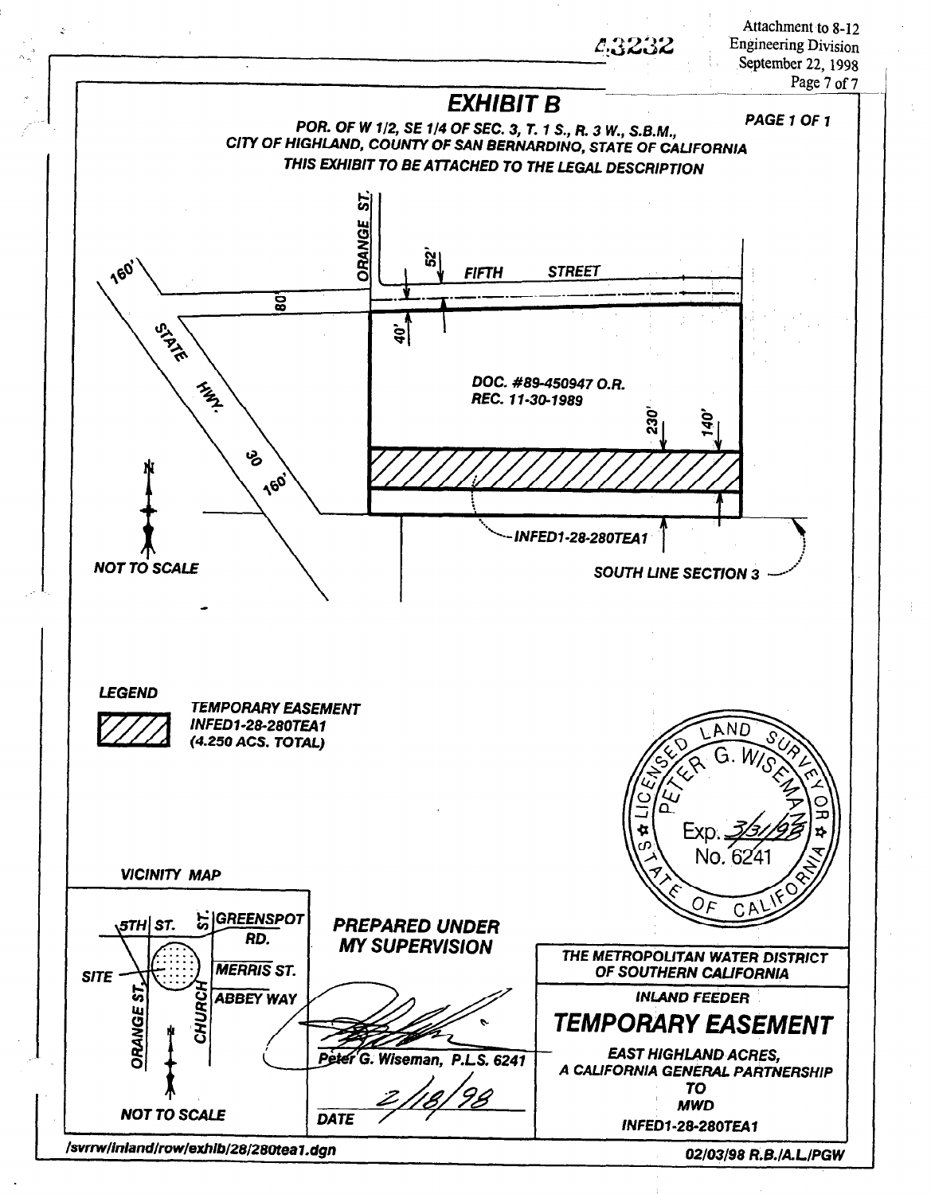43232

Attachment to 8-12
Engineering Division
September 22, 1998

# EXHIBIT B

PAGE 1 OF 1

**POR. OF W 1/2, SE 1/4 OF SEC. 3, T. 1 S., R. 3 W., S.B.M., CITY OF HIGHLAND, COUNTY OF SAN BERNARDINO, STATE OF CALIFORNIA**

**THIS EXHIBIT TO BE ATTACHED TO THE LEGAL DESCRIPTION**

ORANGE ST.
52'
FIFTH STREET
160'
80'
40'
STATE HWY. 30
160'
DOC. #89-450947 O.R.
REC. 11-30-1989
230'
140'
INFED1-28-280TEA1
SOUTH LINE SECTION 3
NOT TO SCALE

**LEGEND**

TEMPORARY EASEMENT
INFED1-28-280TEA1
(4.250 ACS. TOTAL)

LICENSED LAND SURVEYOR
PETER G. WISEMAN
Exp. 3/31/98
No. 6241
STATE OF CALIFORNIA

**VICINITY MAP**

5TH ST.
ST.
GREENSPOT RD.
SITE
MERRIS ST.
ABBEY WAY
ORANGE ST.
CHURCH
NOT TO SCALE

**PREPARED UNDER MY SUPERVISION**

Peter G. Wiseman, P.L.S. 6241

2/18/98
DATE

**THE METROPOLITAN WATER DISTRICT OF SOUTHERN CALIFORNIA**

**INLAND FEEDER**

## TEMPORARY EASEMENT

**EAST HIGHLAND ACRES, A CALIFORNIA GENERAL PARTNERSHIP TO MWD**

**INFED1-28-280TEA1**

/svrrw/inland/row/exhib/28/280tea1.dgn

02/03/98 R.B./A.L./PGW